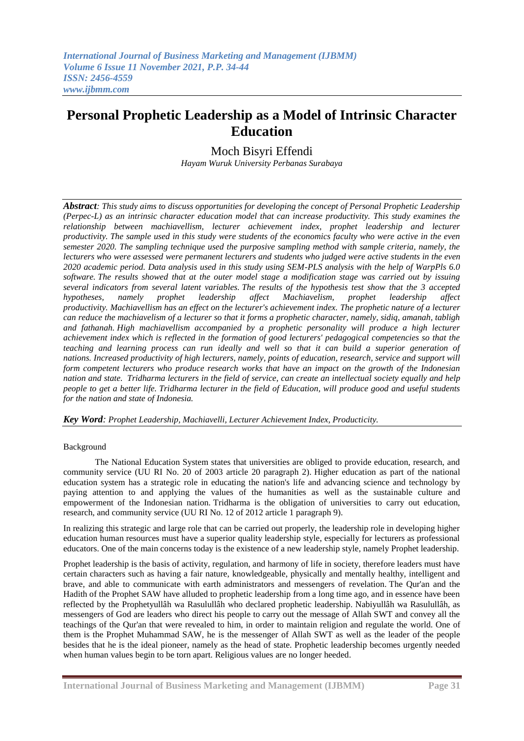# Personal Prophetic Leadership as a Model of Intrinsic Character Education

Moch Bisyri Effendi

*Hayam Wuruk University Perbanas Surabaya*

***Abstract**: This study aims to discuss opportunities for developing the concept of Personal Prophetic Leadership (Perpec-L) as an intrinsic character education model that can increase productivity. This study examines the relationship between machiavellism, lecturer achievement index, prophet leadership and lecturer productivity. The sample used in this study were students of the economics faculty who were active in the even semester 2020. The sampling technique used the purposive sampling method with sample criteria, namely, the lecturers who were assessed were permanent lecturers and students who judged were active students in the even 2020 academic period. Data analysis used in this study using SEM-PLS analysis with the help of WarpPls 6.0 software. The results showed that at the outer model stage a modification stage was carried out by issuing several indicators from several latent variables. The results of the hypothesis test show that the 3 accepted hypotheses, namely prophet leadership affect Machiavelism, prophet leadership affect productivity. Machiavellism has an effect on the lecturer's achievement index. The prophetic nature of a lecturer can reduce the machiavelism of a lecturer so that it forms a prophetic character, namely, sidiq, amanah, tabligh and fathanah. High machiavellism accompanied by a prophetic personality will produce a high lecturer achievement index which is reflected in the formation of good lecturers' pedagogical competencies so that the teaching and learning process can run ideally and well so that it can build a superior generation of nations. Increased productivity of high lecturers, namely, points of education, research, service and support will form competent lecturers who produce research works that have an impact on the growth of the Indonesian nation and state. Tridharma lecturers in the field of service, can create an intellectual society equally and help people to get a better life. Tridharma lecturer in the field of Education, will produce good and useful students for the nation and state of Indonesia.*

***Key Word**: Prophet Leadership, Machiavelli, Lecturer Achievement Index, Producticity.*

Background

The National Education System states that universities are obliged to provide education, research, and community service (UU RI No. 20 of 2003 article 20 paragraph 2). Higher education as part of the national education system has a strategic role in educating the nation's life and advancing science and technology by paying attention to and applying the values of the humanities as well as the sustainable culture and empowerment of the Indonesian nation. Tridharma is the obligation of universities to carry out education, research, and community service (UU RI No. 12 of 2012 article 1 paragraph 9).

In realizing this strategic and large role that can be carried out properly, the leadership role in developing higher education human resources must have a superior quality leadership style, especially for lecturers as professional educators. One of the main concerns today is the existence of a new leadership style, namely Prophet leadership.

Prophet leadership is the basis of activity, regulation, and harmony of life in society, therefore leaders must have certain characters such as having a fair nature, knowledgeable, physically and mentally healthy, intelligent and brave, and able to communicate with earth administrators and messengers of revelation. The Qur'an and the Hadith of the Prophet SAW have alluded to prophetic leadership from a long time ago, and in essence have been reflected by the Prophetyullâh wa Rasulullâh who declared prophetic leadership. Nabiyullâh wa Rasulullâh, as messengers of God are leaders who direct his people to carry out the message of Allah SWT and convey all the teachings of the Qur'an that were revealed to him, in order to maintain religion and regulate the world. One of them is the Prophet Muhammad SAW, he is the messenger of Allah SWT as well as the leader of the people besides that he is the ideal pioneer, namely as the head of state. Prophetic leadership becomes urgently needed when human values begin to be torn apart. Religious values are no longer heeded.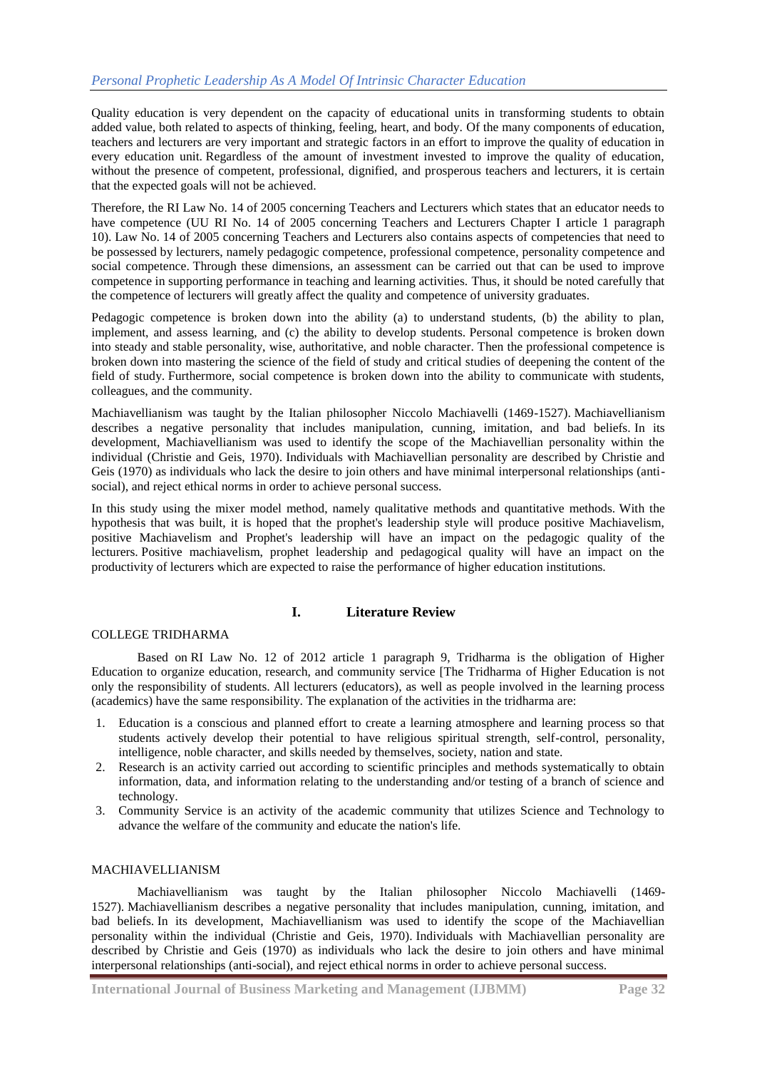Quality education is very dependent on the capacity of educational units in transforming students to obtain added value, both related to aspects of thinking, feeling, heart, and body. Of the many components of education, teachers and lecturers are very important and strategic factors in an effort to improve the quality of education in every education unit. Regardless of the amount of investment invested to improve the quality of education, without the presence of competent, professional, dignified, and prosperous teachers and lecturers, it is certain that the expected goals will not be achieved.

Therefore, the RI Law No. 14 of 2005 concerning Teachers and Lecturers which states that an educator needs to have competence (UU RI No. 14 of 2005 concerning Teachers and Lecturers Chapter I article 1 paragraph 10). Law No. 14 of 2005 concerning Teachers and Lecturers also contains aspects of competencies that need to be possessed by lecturers, namely pedagogic competence, professional competence, personality competence and social competence. Through these dimensions, an assessment can be carried out that can be used to improve competence in supporting performance in teaching and learning activities. Thus, it should be noted carefully that the competence of lecturers will greatly affect the quality and competence of university graduates.

Pedagogic competence is broken down into the ability (a) to understand students, (b) the ability to plan, implement, and assess learning, and (c) the ability to develop students. Personal competence is broken down into steady and stable personality, wise, authoritative, and noble character. Then the professional competence is broken down into mastering the science of the field of study and critical studies of deepening the content of the field of study. Furthermore, social competence is broken down into the ability to communicate with students, colleagues, and the community.

Machiavellianism was taught by the Italian philosopher Niccolo Machiavelli (1469-1527). Machiavellianism describes a negative personality that includes manipulation, cunning, imitation, and bad beliefs. In its development, Machiavellianism was used to identify the scope of the Machiavellian personality within the individual (Christie and Geis, 1970). Individuals with Machiavellian personality are described by Christie and Geis (1970) as individuals who lack the desire to join others and have minimal interpersonal relationships (anti-social), and reject ethical norms in order to achieve personal success.

In this study using the mixer model method, namely qualitative methods and quantitative methods. With the hypothesis that was built, it is hoped that the prophet's leadership style will produce positive Machiavelism, positive Machiavelism and Prophet's leadership will have an impact on the pedagogic quality of the lecturers. Positive machiavelism, prophet leadership and pedagogical quality will have an impact on the productivity of lecturers which are expected to raise the performance of higher education institutions.

## I. Literature Review

### COLLEGE TRIDHARMA

Based on RI Law No. 12 of 2012 article 1 paragraph 9, Tridharma is the obligation of Higher Education to organize education, research, and community service [The Tridharma of Higher Education is not only the responsibility of students. All lecturers (educators), as well as people involved in the learning process (academics) have the same responsibility. The explanation of the activities in the tridharma are:

1. Education is a conscious and planned effort to create a learning atmosphere and learning process so that students actively develop their potential to have religious spiritual strength, self-control, personality, intelligence, noble character, and skills needed by themselves, society, nation and state.
2. Research is an activity carried out according to scientific principles and methods systematically to obtain information, data, and information relating to the understanding and/or testing of a branch of science and technology.
3. Community Service is an activity of the academic community that utilizes Science and Technology to advance the welfare of the community and educate the nation's life.

### MACHIAVELLIANISM

Machiavellianism was taught by the Italian philosopher Niccolo Machiavelli (1469-1527). Machiavellianism describes a negative personality that includes manipulation, cunning, imitation, and bad beliefs. In its development, Machiavellianism was used to identify the scope of the Machiavellian personality within the individual (Christie and Geis, 1970). Individuals with Machiavellian personality are described by Christie and Geis (1970) as individuals who lack the desire to join others and have minimal interpersonal relationships (anti-social), and reject ethical norms in order to achieve personal success.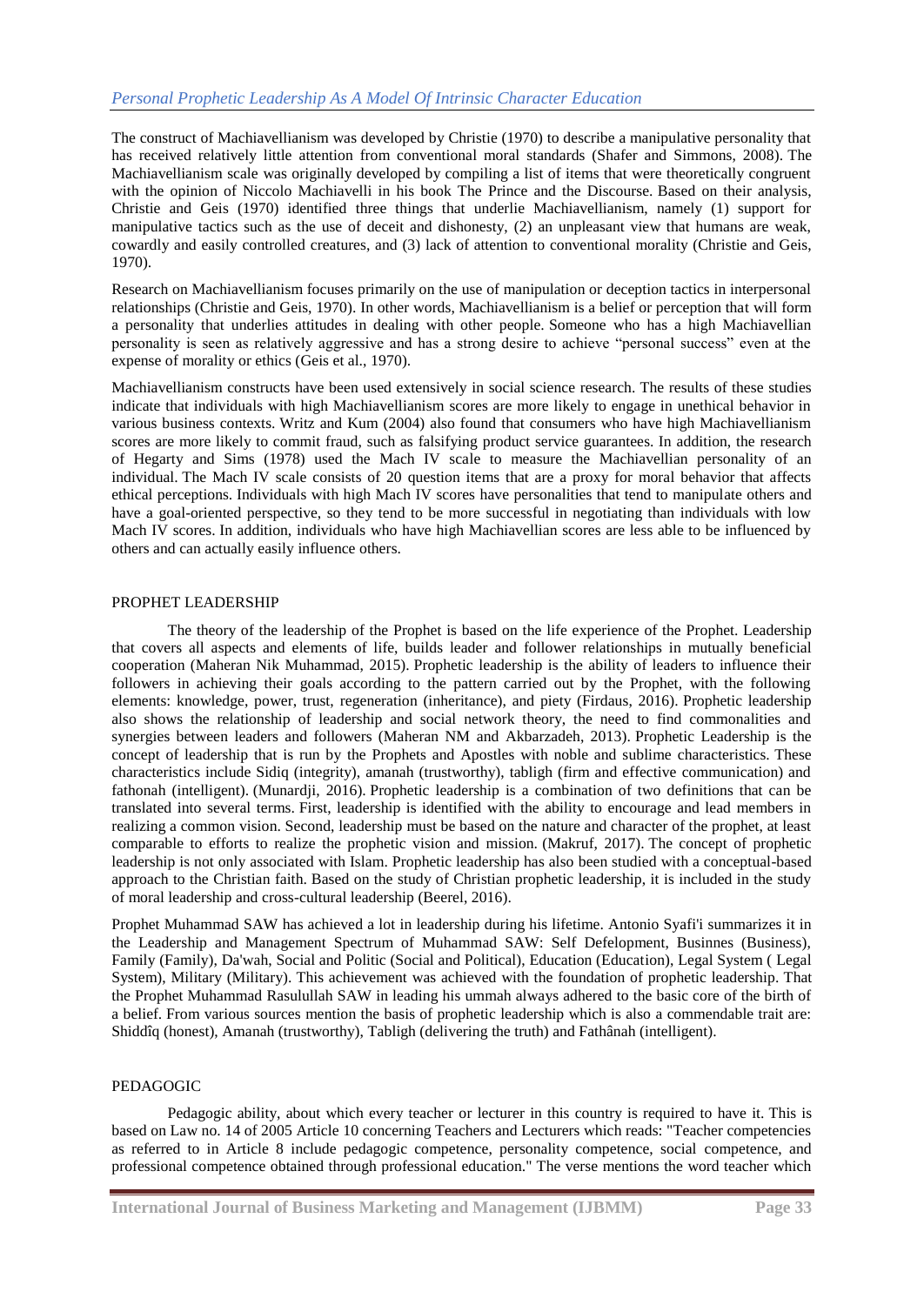The construct of Machiavellianism was developed by Christie (1970) to describe a manipulative personality that has received relatively little attention from conventional moral standards (Shafer and Simmons, 2008). The Machiavellianism scale was originally developed by compiling a list of items that were theoretically congruent with the opinion of Niccolo Machiavelli in his book The Prince and the Discourse. Based on their analysis, Christie and Geis (1970) identified three things that underlie Machiavellianism, namely (1) support for manipulative tactics such as the use of deceit and dishonesty, (2) an unpleasant view that humans are weak, cowardly and easily controlled creatures, and (3) lack of attention to conventional morality (Christie and Geis, 1970).

Research on Machiavellianism focuses primarily on the use of manipulation or deception tactics in interpersonal relationships (Christie and Geis, 1970). In other words, Machiavellianism is a belief or perception that will form a personality that underlies attitudes in dealing with other people. Someone who has a high Machiavellian personality is seen as relatively aggressive and has a strong desire to achieve "personal success" even at the expense of morality or ethics (Geis et al., 1970).

Machiavellianism constructs have been used extensively in social science research. The results of these studies indicate that individuals with high Machiavellianism scores are more likely to engage in unethical behavior in various business contexts. Writz and Kum (2004) also found that consumers who have high Machiavellianism scores are more likely to commit fraud, such as falsifying product service guarantees. In addition, the research of Hegarty and Sims (1978) used the Mach IV scale to measure the Machiavellian personality of an individual. The Mach IV scale consists of 20 question items that are a proxy for moral behavior that affects ethical perceptions. Individuals with high Mach IV scores have personalities that tend to manipulate others and have a goal-oriented perspective, so they tend to be more successful in negotiating than individuals with low Mach IV scores. In addition, individuals who have high Machiavellian scores are less able to be influenced by others and can actually easily influence others.

## PROPHET LEADERSHIP

The theory of the leadership of the Prophet is based on the life experience of the Prophet. Leadership that covers all aspects and elements of life, builds leader and follower relationships in mutually beneficial cooperation (Maheran Nik Muhammad, 2015). Prophetic leadership is the ability of leaders to influence their followers in achieving their goals according to the pattern carried out by the Prophet, with the following elements: knowledge, power, trust, regeneration (inheritance), and piety (Firdaus, 2016). Prophetic leadership also shows the relationship of leadership and social network theory, the need to find commonalities and synergies between leaders and followers (Maheran NM and Akbarzadeh, 2013). Prophetic Leadership is the concept of leadership that is run by the Prophets and Apostles with noble and sublime characteristics. These characteristics include Sidiq (integrity), amanah (trustworthy), tabligh (firm and effective communication) and fathonah (intelligent). (Munardji, 2016). Prophetic leadership is a combination of two definitions that can be translated into several terms. First, leadership is identified with the ability to encourage and lead members in realizing a common vision. Second, leadership must be based on the nature and character of the prophet, at least comparable to efforts to realize the prophetic vision and mission. (Makruf, 2017). The concept of prophetic leadership is not only associated with Islam. Prophetic leadership has also been studied with a conceptual-based approach to the Christian faith. Based on the study of Christian prophetic leadership, it is included in the study of moral leadership and cross-cultural leadership (Beerel, 2016).

Prophet Muhammad SAW has achieved a lot in leadership during his lifetime. Antonio Syafi'i summarizes it in the Leadership and Management Spectrum of Muhammad SAW: Self Defelopment, Businnes (Business), Family (Family), Da'wah, Social and Politic (Social and Political), Education (Education), Legal System ( Legal System), Military (Military). This achievement was achieved with the foundation of prophetic leadership. That the Prophet Muhammad Rasulullah SAW in leading his ummah always adhered to the basic core of the birth of a belief. From various sources mention the basis of prophetic leadership which is also a commendable trait are: Shiddîq (honest), Amanah (trustworthy), Tabligh (delivering the truth) and Fathânah (intelligent).

## PEDAGOGIC

Pedagogic ability, about which every teacher or lecturer in this country is required to have it. This is based on Law no. 14 of 2005 Article 10 concerning Teachers and Lecturers which reads: "Teacher competencies as referred to in Article 8 include pedagogic competence, personality competence, social competence, and professional competence obtained through professional education." The verse mentions the word teacher which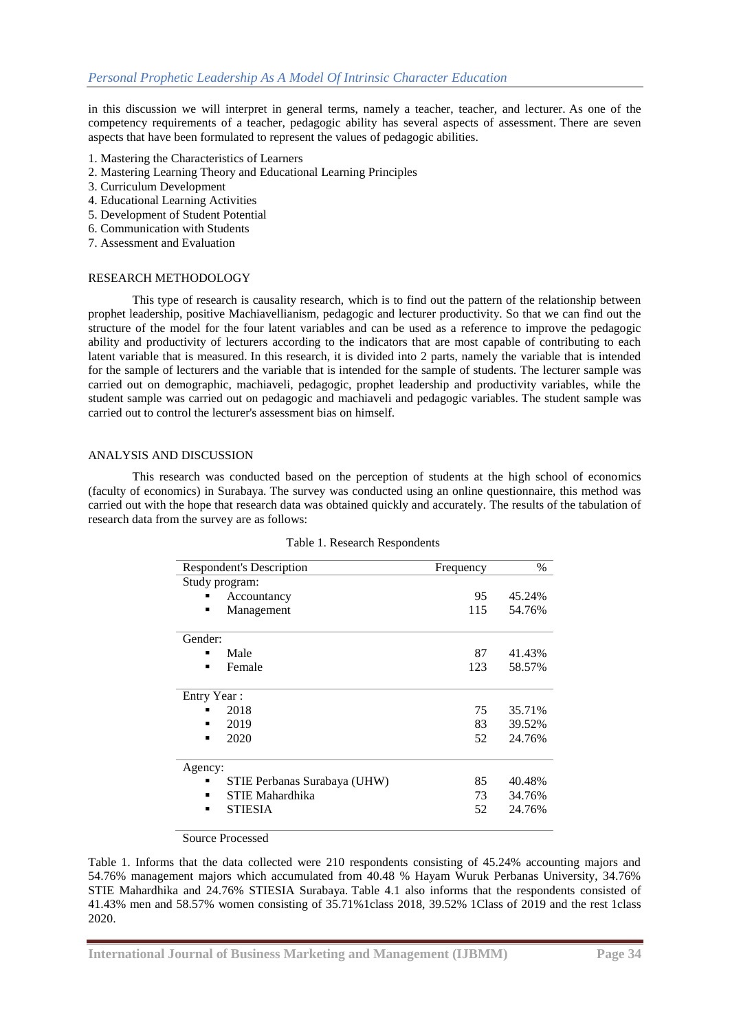in this discussion we will interpret in general terms, namely a teacher, teacher, and lecturer. As one of the competency requirements of a teacher, pedagogic ability has several aspects of assessment. There are seven aspects that have been formulated to represent the values of pedagogic abilities.

1. Mastering the Characteristics of Learners
2. Mastering Learning Theory and Educational Learning Principles
3. Curriculum Development
4. Educational Learning Activities
5. Development of Student Potential
6. Communication with Students
7. Assessment and Evaluation

## RESEARCH METHODOLOGY

This type of research is causality research, which is to find out the pattern of the relationship between prophet leadership, positive Machiavellianism, pedagogic and lecturer productivity. So that we can find out the structure of the model for the four latent variables and can be used as a reference to improve the pedagogic ability and productivity of lecturers according to the indicators that are most capable of contributing to each latent variable that is measured. In this research, it is divided into 2 parts, namely the variable that is intended for the sample of lecturers and the variable that is intended for the sample of students. The lecturer sample was carried out on demographic, machiaveli, pedagogic, prophet leadership and productivity variables, while the student sample was carried out on pedagogic and machiaveli and pedagogic variables. The student sample was carried out to control the lecturer's assessment bias on himself.

## ANALYSIS AND DISCUSSION

This research was conducted based on the perception of students at the high school of economics (faculty of economics) in Surabaya. The survey was conducted using an online questionnaire, this method was carried out with the hope that research data was obtained quickly and accurately. The results of the tabulation of research data from the survey are as follows:

Table 1. Research Respondents

| Respondent's Description | Frequency | % |
|---|---|---|
| Study program: | | |
| ▪ Accountancy | 95 | 45.24% |
| ▪ Management | 115 | 54.76% |
| Gender: | | |
| ▪ Male | 87 | 41.43% |
| ▪ Female | 123 | 58.57% |
| Entry Year : | | |
| ▪ 2018 | 75 | 35.71% |
| ▪ 2019 | 83 | 39.52% |
| ▪ 2020 | 52 | 24.76% |
| Agency: | | |
| ▪ STIE Perbanas Surabaya (UHW) | 85 | 40.48% |
| ▪ STIE Mahardhika | 73 | 34.76% |
| ▪ STIESIA | 52 | 24.76% |

Source Processed

Table 1. Informs that the data collected were 210 respondents consisting of 45.24% accounting majors and 54.76% management majors which accumulated from 40.48 % Hayam Wuruk Perbanas University, 34.76% STIE Mahardhika and 24.76% STIESIA Surabaya. Table 4.1 also informs that the respondents consisted of 41.43% men and 58.57% women consisting of 35.71%1class 2018, 39.52% 1Class of 2019 and the rest 1class 2020.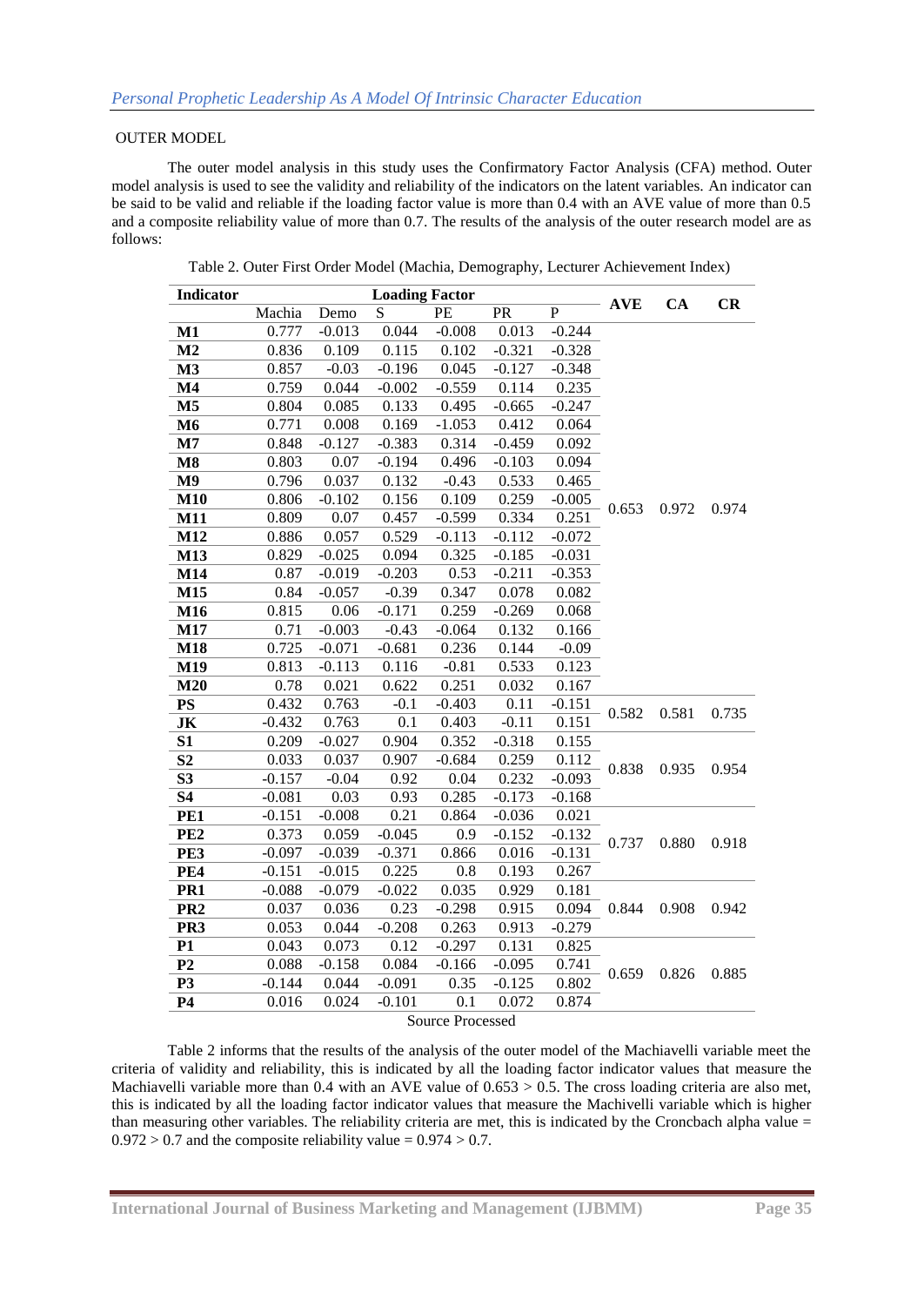OUTER MODEL

The outer model analysis in this study uses the Confirmatory Factor Analysis (CFA) method. Outer model analysis is used to see the validity and reliability of the indicators on the latent variables. An indicator can be said to be valid and reliable if the loading factor value is more than 0.4 with an AVE value of more than 0.5 and a composite reliability value of more than 0.7. The results of the analysis of the outer research model are as follows:

Table 2. Outer First Order Model (Machia, Demography, Lecturer Achievement Index)

| Indicator | Loading Factor | | | | | | AVE | CA | CR |
|---|---|---|---|---|---|---|---|---|---|
| | Machia | Demo | S | PE | PR | P | | | |
| **M1** | 0.777 | -0.013 | 0.044 | -0.008 | 0.013 | -0.244 | 0.653 | 0.972 | 0.974 |
| **M2** | 0.836 | 0.109 | 0.115 | 0.102 | -0.321 | -0.328 | | | |
| **M3** | 0.857 | -0.03 | -0.196 | 0.045 | -0.127 | -0.348 | | | |
| **M4** | 0.759 | 0.044 | -0.002 | -0.559 | 0.114 | 0.235 | | | |
| **M5** | 0.804 | 0.085 | 0.133 | 0.495 | -0.665 | -0.247 | | | |
| **M6** | 0.771 | 0.008 | 0.169 | -1.053 | 0.412 | 0.064 | | | |
| **M7** | 0.848 | -0.127 | -0.383 | 0.314 | -0.459 | 0.092 | | | |
| **M8** | 0.803 | 0.07 | -0.194 | 0.496 | -0.103 | 0.094 | | | |
| **M9** | 0.796 | 0.037 | 0.132 | -0.43 | 0.533 | 0.465 | | | |
| **M10** | 0.806 | -0.102 | 0.156 | 0.109 | 0.259 | -0.005 | | | |
| **M11** | 0.809 | 0.07 | 0.457 | -0.599 | 0.334 | 0.251 | | | |
| **M12** | 0.886 | 0.057 | 0.529 | -0.113 | -0.112 | -0.072 | | | |
| **M13** | 0.829 | -0.025 | 0.094 | 0.325 | -0.185 | -0.031 | | | |
| **M14** | 0.87 | -0.019 | -0.203 | 0.53 | -0.211 | -0.353 | | | |
| **M15** | 0.84 | -0.057 | -0.39 | 0.347 | 0.078 | 0.082 | | | |
| **M16** | 0.815 | 0.06 | -0.171 | 0.259 | -0.269 | 0.068 | | | |
| **M17** | 0.71 | -0.003 | -0.43 | -0.064 | 0.132 | 0.166 | | | |
| **M18** | 0.725 | -0.071 | -0.681 | 0.236 | 0.144 | -0.09 | | | |
| **M19** | 0.813 | -0.113 | 0.116 | -0.81 | 0.533 | 0.123 | | | |
| **M20** | 0.78 | 0.021 | 0.622 | 0.251 | 0.032 | 0.167 | | | |
| **PS** | 0.432 | 0.763 | -0.1 | -0.403 | 0.11 | -0.151 | 0.582 | 0.581 | 0.735 |
| **JK** | -0.432 | 0.763 | 0.1 | 0.403 | -0.11 | 0.151 | | | |
| **S1** | 0.209 | -0.027 | 0.904 | 0.352 | -0.318 | 0.155 | 0.838 | 0.935 | 0.954 |
| **S2** | 0.033 | 0.037 | 0.907 | -0.684 | 0.259 | 0.112 | | | |
| **S3** | -0.157 | -0.04 | 0.92 | 0.04 | 0.232 | -0.093 | | | |
| **S4** | -0.081 | 0.03 | 0.93 | 0.285 | -0.173 | -0.168 | | | |
| **PE1** | -0.151 | -0.008 | 0.21 | 0.864 | -0.036 | 0.021 | 0.737 | 0.880 | 0.918 |
| **PE2** | 0.373 | 0.059 | -0.045 | 0.9 | -0.152 | -0.132 | | | |
| **PE3** | -0.097 | -0.039 | -0.371 | 0.866 | 0.016 | -0.131 | | | |
| **PE4** | -0.151 | -0.015 | 0.225 | 0.8 | 0.193 | 0.267 | | | |
| **PR1** | -0.088 | -0.079 | -0.022 | 0.035 | 0.929 | 0.181 | 0.844 | 0.908 | 0.942 |
| **PR2** | 0.037 | 0.036 | 0.23 | -0.298 | 0.915 | 0.094 | | | |
| **PR3** | 0.053 | 0.044 | -0.208 | 0.263 | 0.913 | -0.279 | | | |
| **P1** | 0.043 | 0.073 | 0.12 | -0.297 | 0.131 | 0.825 | 0.659 | 0.826 | 0.885 |
| **P2** | 0.088 | -0.158 | 0.084 | -0.166 | -0.095 | 0.741 | | | |
| **P3** | -0.144 | 0.044 | -0.091 | 0.35 | -0.125 | 0.802 | | | |
| **P4** | 0.016 | 0.024 | -0.101 | 0.1 | 0.072 | 0.874 | | | |

Source Processed

Table 2 informs that the results of the analysis of the outer model of the Machiavelli variable meet the criteria of validity and reliability, this is indicated by all the loading factor indicator values that measure the Machiavelli variable more than 0.4 with an AVE value of 0.653 > 0.5. The cross loading criteria are also met, this is indicated by all the loading factor indicator values that measure the Machivelli variable which is higher than measuring other variables. The reliability criteria are met, this is indicated by the Croncbach alpha value = 0.972 > 0.7 and the composite reliability value = 0.974 > 0.7.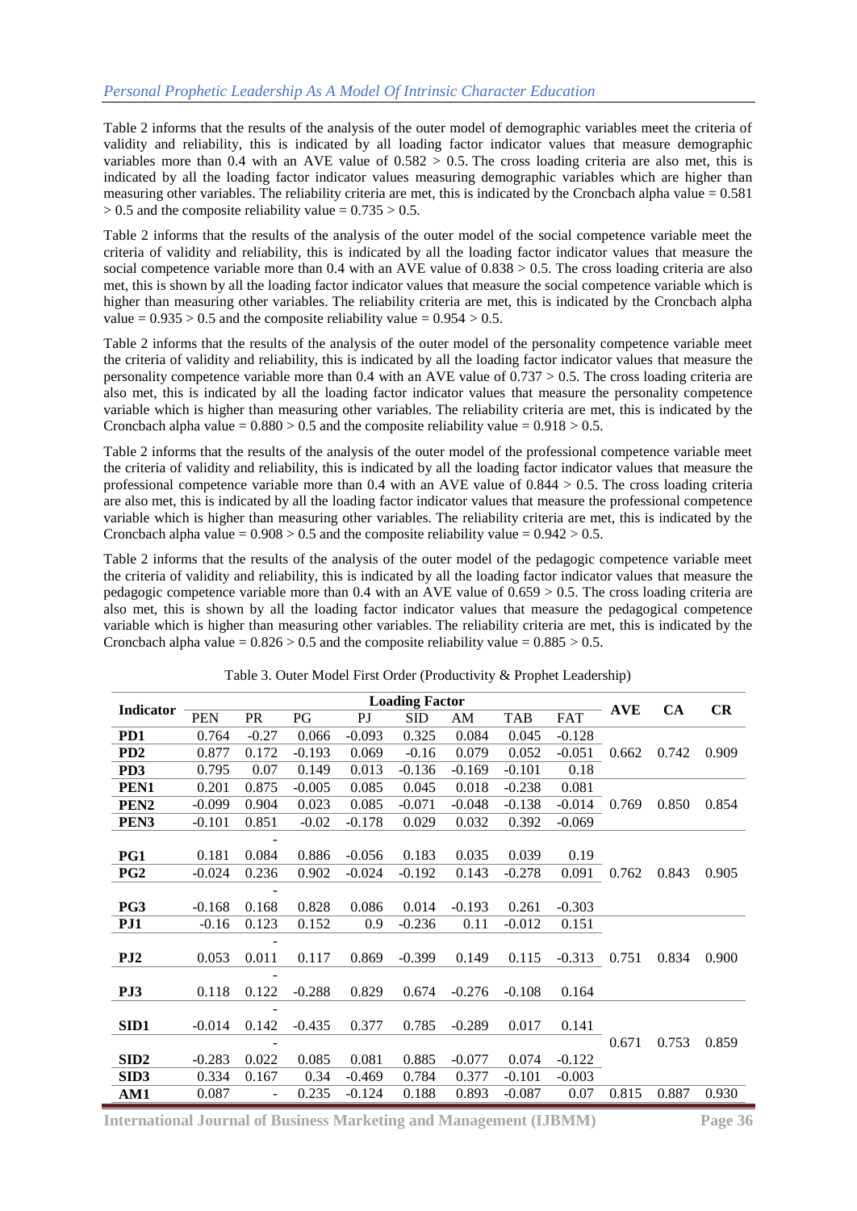Table 2 informs that the results of the analysis of the outer model of demographic variables meet the criteria of validity and reliability, this is indicated by all loading factor indicator values that measure demographic variables more than 0.4 with an AVE value of 0.582 > 0.5. The cross loading criteria are also met, this is indicated by all the loading factor indicator values measuring demographic variables which are higher than measuring other variables. The reliability criteria are met, this is indicated by the Croncbach alpha value = 0.581 > 0.5 and the composite reliability value = 0.735 > 0.5.

Table 2 informs that the results of the analysis of the outer model of the social competence variable meet the criteria of validity and reliability, this is indicated by all the loading factor indicator values that measure the social competence variable more than 0.4 with an AVE value of 0.838 > 0.5. The cross loading criteria are also met, this is shown by all the loading factor indicator values that measure the social competence variable which is higher than measuring other variables. The reliability criteria are met, this is indicated by the Croncbach alpha value = 0.935 > 0.5 and the composite reliability value = 0.954 > 0.5.

Table 2 informs that the results of the analysis of the outer model of the personality competence variable meet the criteria of validity and reliability, this is indicated by all the loading factor indicator values that measure the personality competence variable more than 0.4 with an AVE value of 0.737 > 0.5. The cross loading criteria are also met, this is indicated by all the loading factor indicator values that measure the personality competence variable which is higher than measuring other variables. The reliability criteria are met, this is indicated by the Croncbach alpha value = 0.880 > 0.5 and the composite reliability value = 0.918 > 0.5.

Table 2 informs that the results of the analysis of the outer model of the professional competence variable meet the criteria of validity and reliability, this is indicated by all the loading factor indicator values that measure the professional competence variable more than 0.4 with an AVE value of 0.844 > 0.5. The cross loading criteria are also met, this is indicated by all the loading factor indicator values that measure the professional competence variable which is higher than measuring other variables. The reliability criteria are met, this is indicated by the Croncbach alpha value = 0.908 > 0.5 and the composite reliability value = 0.942 > 0.5.

Table 2 informs that the results of the analysis of the outer model of the pedagogic competence variable meet the criteria of validity and reliability, this is indicated by all the loading factor indicator values that measure the pedagogic competence variable more than 0.4 with an AVE value of 0.659 > 0.5. The cross loading criteria are also met, this is shown by all the loading factor indicator values that measure the pedagogical competence variable which is higher than measuring other variables. The reliability criteria are met, this is indicated by the Croncbach alpha value = 0.826 > 0.5 and the composite reliability value = 0.885 > 0.5.

Table 3. Outer Model First Order (Productivity & Prophet Leadership)

| Indicator | Loading Factor | | | | | | | | AVE | CA | CR |
|---|---|---|---|---|---|---|---|---|---|---|---|
| | PEN | PR | PG | PJ | SID | AM | TAB | FAT | | | |
| **PD1** | 0.764 | -0.27 | 0.066 | -0.093 | 0.325 | 0.084 | 0.045 | -0.128 | 0.662 | 0.742 | 0.909 |
| **PD2** | 0.877 | 0.172 | -0.193 | 0.069 | -0.16 | 0.079 | 0.052 | -0.051 | | | |
| **PD3** | 0.795 | 0.07 | 0.149 | 0.013 | -0.136 | -0.169 | -0.101 | 0.18 | | | |
| **PEN1** | 0.201 | 0.875 | -0.005 | 0.085 | 0.045 | 0.018 | -0.238 | 0.081 | 0.769 | 0.850 | 0.854 |
| **PEN2** | -0.099 | 0.904 | 0.023 | 0.085 | -0.071 | -0.048 | -0.138 | -0.014 | | | |
| **PEN3** | -0.101 | 0.851 | -0.02 | -0.178 | 0.029 | 0.032 | 0.392 | -0.069 | | | |
| **PG1** | 0.181 | -0.084 | 0.886 | -0.056 | 0.183 | 0.035 | 0.039 | 0.19 | 0.762 | 0.843 | 0.905 |
| **PG2** | -0.024 | 0.236 | 0.902 | -0.024 | -0.192 | 0.143 | -0.278 | 0.091 | | | |
| **PG3** | -0.168 | -0.168 | 0.828 | 0.086 | 0.014 | -0.193 | 0.261 | -0.303 | | | |
| **PJ1** | -0.16 | 0.123 | 0.152 | 0.9 | -0.236 | 0.11 | -0.012 | 0.151 | 0.751 | 0.834 | 0.900 |
| **PJ2** | 0.053 | -0.011 | 0.117 | 0.869 | -0.399 | 0.149 | 0.115 | -0.313 | | | |
| **PJ3** | 0.118 | -0.122 | -0.288 | 0.829 | 0.674 | -0.276 | -0.108 | 0.164 | | | |
| **SID1** | -0.014 | -0.142 | -0.435 | 0.377 | 0.785 | -0.289 | 0.017 | 0.141 | 0.671 | 0.753 | 0.859 |
| **SID2** | -0.283 | -0.022 | 0.085 | 0.081 | 0.885 | -0.077 | 0.074 | -0.122 | | | |
| **SID3** | 0.334 | 0.167 | 0.34 | -0.469 | 0.784 | 0.377 | -0.101 | -0.003 | | | |
| **AM1** | 0.087 | - | 0.235 | -0.124 | 0.188 | 0.893 | -0.087 | 0.07 | 0.815 | 0.887 | 0.930 |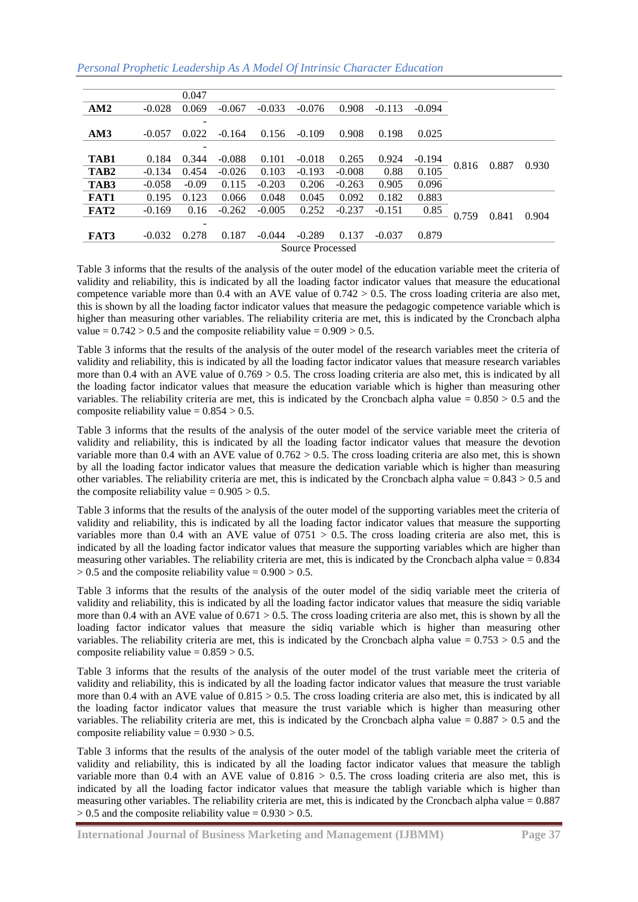| | | | | | | | | | | | |
|---|---|---|---|---|---|---|---|---|---|---|---|
| | | 0.047 | | | | | | | | | |
| **AM2** | -0.028 | 0.069 | -0.067 | -0.033 | -0.076 | 0.908 | -0.113 | -0.094 | | | |
| **AM3** | -0.057 | -0.022 | -0.164 | 0.156 | -0.109 | 0.908 | 0.198 | 0.025 | | | |
| **TAB1** | 0.184 | -0.344 | -0.088 | 0.101 | -0.018 | 0.265 | 0.924 | -0.194 | | | |
| **TAB2** | -0.134 | 0.454 | -0.026 | 0.103 | -0.193 | -0.008 | 0.88 | 0.105 | 0.816 | 0.887 | 0.930 |
| **TAB3** | -0.058 | -0.09 | 0.115 | -0.203 | 0.206 | -0.263 | 0.905 | 0.096 | | | |
| **FAT1** | 0.195 | 0.123 | 0.066 | 0.048 | 0.045 | 0.092 | 0.182 | 0.883 | | | |
| **FAT2** | -0.169 | 0.16 | -0.262 | -0.005 | 0.252 | -0.237 | -0.151 | 0.85 | 0.759 | 0.841 | 0.904 |
| **FAT3** | -0.032 | -0.278 | 0.187 | -0.044 | -0.289 | 0.137 | -0.037 | 0.879 | | | |

Source Processed

Table 3 informs that the results of the analysis of the outer model of the education variable meet the criteria of validity and reliability, this is indicated by all the loading factor indicator values that measure the educational competence variable more than 0.4 with an AVE value of 0.742 > 0.5. The cross loading criteria are also met, this is shown by all the loading factor indicator values that measure the pedagogic competence variable which is higher than measuring other variables. The reliability criteria are met, this is indicated by the Croncbach alpha value = 0.742 > 0.5 and the composite reliability value = 0.909 > 0.5.

Table 3 informs that the results of the analysis of the outer model of the research variables meet the criteria of validity and reliability, this is indicated by all the loading factor indicator values that measure research variables more than 0.4 with an AVE value of 0.769 > 0.5. The cross loading criteria are also met, this is indicated by all the loading factor indicator values that measure the education variable which is higher than measuring other variables. The reliability criteria are met, this is indicated by the Croncbach alpha value = 0.850 > 0.5 and the composite reliability value = 0.854 > 0.5.

Table 3 informs that the results of the analysis of the outer model of the service variable meet the criteria of validity and reliability, this is indicated by all the loading factor indicator values that measure the devotion variable more than 0.4 with an AVE value of 0.762 > 0.5. The cross loading criteria are also met, this is shown by all the loading factor indicator values that measure the dedication variable which is higher than measuring other variables. The reliability criteria are met, this is indicated by the Croncbach alpha value = 0.843 > 0.5 and the composite reliability value = 0.905 > 0.5.

Table 3 informs that the results of the analysis of the outer model of the supporting variables meet the criteria of validity and reliability, this is indicated by all the loading factor indicator values that measure the supporting variables more than 0.4 with an AVE value of 0751 > 0.5. The cross loading criteria are also met, this is indicated by all the loading factor indicator values that measure the supporting variables which are higher than measuring other variables. The reliability criteria are met, this is indicated by the Croncbach alpha value = 0.834 > 0.5 and the composite reliability value = 0.900 > 0.5.

Table 3 informs that the results of the analysis of the outer model of the sidiq variable meet the criteria of validity and reliability, this is indicated by all the loading factor indicator values that measure the sidiq variable more than 0.4 with an AVE value of 0.671 > 0.5. The cross loading criteria are also met, this is shown by all the loading factor indicator values that measure the sidiq variable which is higher than measuring other variables. The reliability criteria are met, this is indicated by the Croncbach alpha value = 0.753 > 0.5 and the composite reliability value = 0.859 > 0.5.

Table 3 informs that the results of the analysis of the outer model of the trust variable meet the criteria of validity and reliability, this is indicated by all the loading factor indicator values that measure the trust variable more than 0.4 with an AVE value of 0.815 > 0.5. The cross loading criteria are also met, this is indicated by all the loading factor indicator values that measure the trust variable which is higher than measuring other variables. The reliability criteria are met, this is indicated by the Croncbach alpha value = 0.887 > 0.5 and the composite reliability value = 0.930 > 0.5.

Table 3 informs that the results of the analysis of the outer model of the tabligh variable meet the criteria of validity and reliability, this is indicated by all the loading factor indicator values that measure the tabligh variable more than 0.4 with an AVE value of 0.816 > 0.5. The cross loading criteria are also met, this is indicated by all the loading factor indicator values that measure the tabligh variable which is higher than measuring other variables. The reliability criteria are met, this is indicated by the Croncbach alpha value = 0.887 > 0.5 and the composite reliability value = 0.930 > 0.5.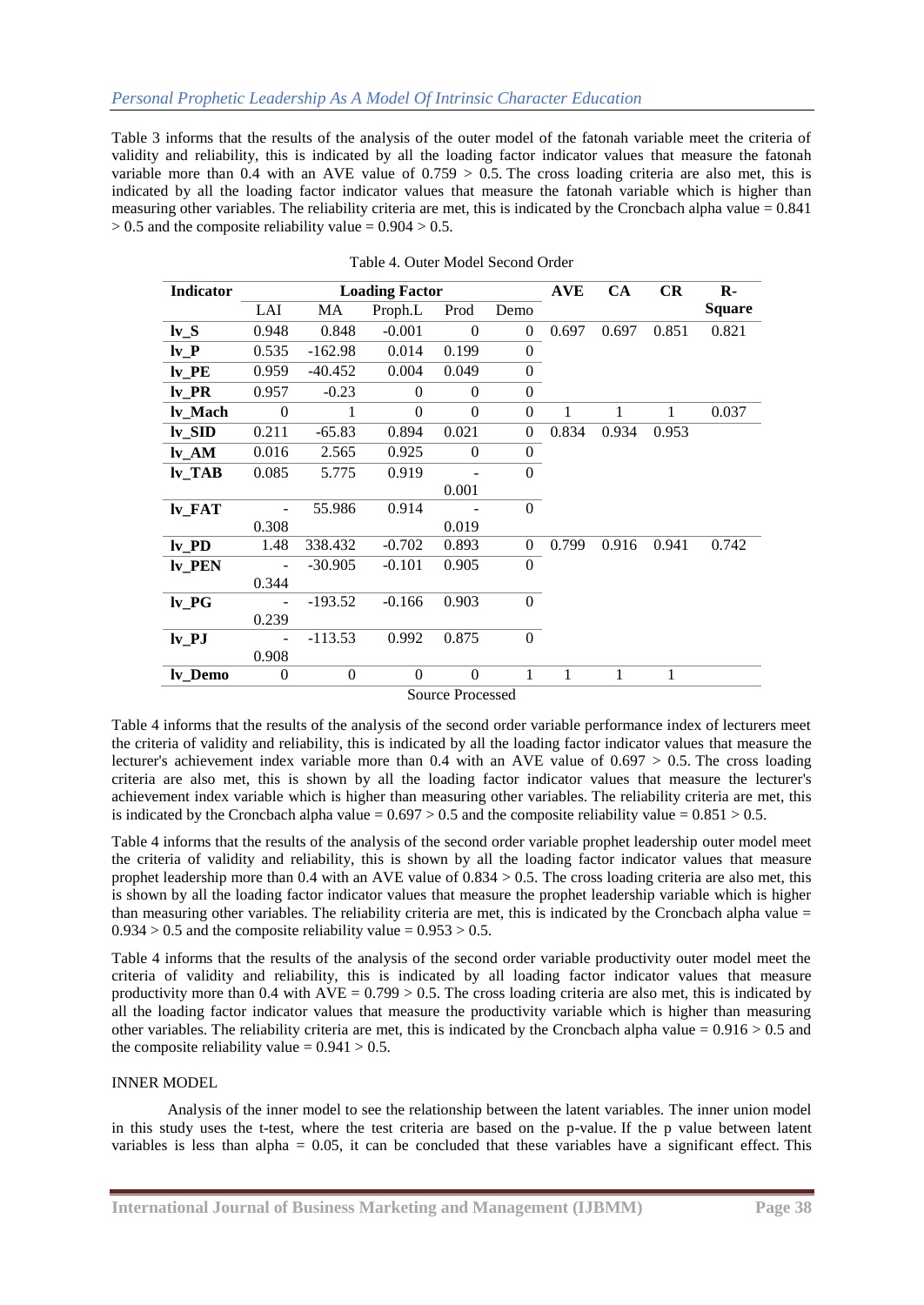Table 3 informs that the results of the analysis of the outer model of the fatonah variable meet the criteria of validity and reliability, this is indicated by all the loading factor indicator values that measure the fatonah variable more than 0.4 with an AVE value of 0.759 > 0.5. The cross loading criteria are also met, this is indicated by all the loading factor indicator values that measure the fatonah variable which is higher than measuring other variables. The reliability criteria are met, this is indicated by the Croncbach alpha value = 0.841 > 0.5 and the composite reliability value = 0.904 > 0.5.

Table 4. Outer Model Second Order

| Indicator | Loading Factor | | | | | AVE | CA | CR | R-Square |
|---|---|---|---|---|---|---|---|---|---|
| | LAI | MA | Proph.L | Prod | Demo | | | | |
| lv_S | 0.948 | 0.848 | -0.001 | 0 | 0 | 0.697 | 0.697 | 0.851 | 0.821 |
| lv_P | 0.535 | -162.98 | 0.014 | 0.199 | 0 | | | | |
| lv_PE | 0.959 | -40.452 | 0.004 | 0.049 | 0 | | | | |
| lv_PR | 0.957 | -0.23 | 0 | 0 | 0 | | | | |
| lv_Mach | 0 | 1 | 0 | 0 | 0 | 1 | 1 | 1 | 0.037 |
| lv_SID | 0.211 | -65.83 | 0.894 | 0.021 | 0 | 0.834 | 0.934 | 0.953 | |
| lv_AM | 0.016 | 2.565 | 0.925 | 0 | 0 | | | | |
| lv_TAB | 0.085 | 5.775 | 0.919 | -0.001 | 0 | | | | |
| lv_FAT | -0.308 | 55.986 | 0.914 | -0.019 | 0 | | | | |
| lv_PD | 1.48 | 338.432 | -0.702 | 0.893 | 0 | 0.799 | 0.916 | 0.941 | 0.742 |
| lv_PEN | -0.344 | -30.905 | -0.101 | 0.905 | 0 | | | | |
| lv_PG | -0.239 | -193.52 | -0.166 | 0.903 | 0 | | | | |
| lv_PJ | -0.908 | -113.53 | 0.992 | 0.875 | 0 | | | | |
| lv_Demo | 0 | 0 | 0 | 0 | 1 | 1 | 1 | 1 | |

Source Processed

Table 4 informs that the results of the analysis of the second order variable performance index of lecturers meet the criteria of validity and reliability, this is indicated by all the loading factor indicator values that measure the lecturer's achievement index variable more than 0.4 with an AVE value of 0.697 > 0.5. The cross loading criteria are also met, this is shown by all the loading factor indicator values that measure the lecturer's achievement index variable which is higher than measuring other variables. The reliability criteria are met, this is indicated by the Croncbach alpha value = 0.697 > 0.5 and the composite reliability value = 0.851 > 0.5.

Table 4 informs that the results of the analysis of the second order variable prophet leadership outer model meet the criteria of validity and reliability, this is shown by all the loading factor indicator values that measure prophet leadership more than 0.4 with an AVE value of 0.834 > 0.5. The cross loading criteria are also met, this is shown by all the loading factor indicator values that measure the prophet leadership variable which is higher than measuring other variables. The reliability criteria are met, this is indicated by the Croncbach alpha value = 0.934 > 0.5 and the composite reliability value = 0.953 > 0.5.

Table 4 informs that the results of the analysis of the second order variable productivity outer model meet the criteria of validity and reliability, this is indicated by all loading factor indicator values that measure productivity more than 0.4 with AVE = 0.799 > 0.5. The cross loading criteria are also met, this is indicated by all the loading factor indicator values that measure the productivity variable which is higher than measuring other variables. The reliability criteria are met, this is indicated by the Croncbach alpha value = 0.916 > 0.5 and the composite reliability value = 0.941 > 0.5.

INNER MODEL

Analysis of the inner model to see the relationship between the latent variables. The inner union model in this study uses the t-test, where the test criteria are based on the p-value. If the p value between latent variables is less than alpha = 0.05, it can be concluded that these variables have a significant effect. This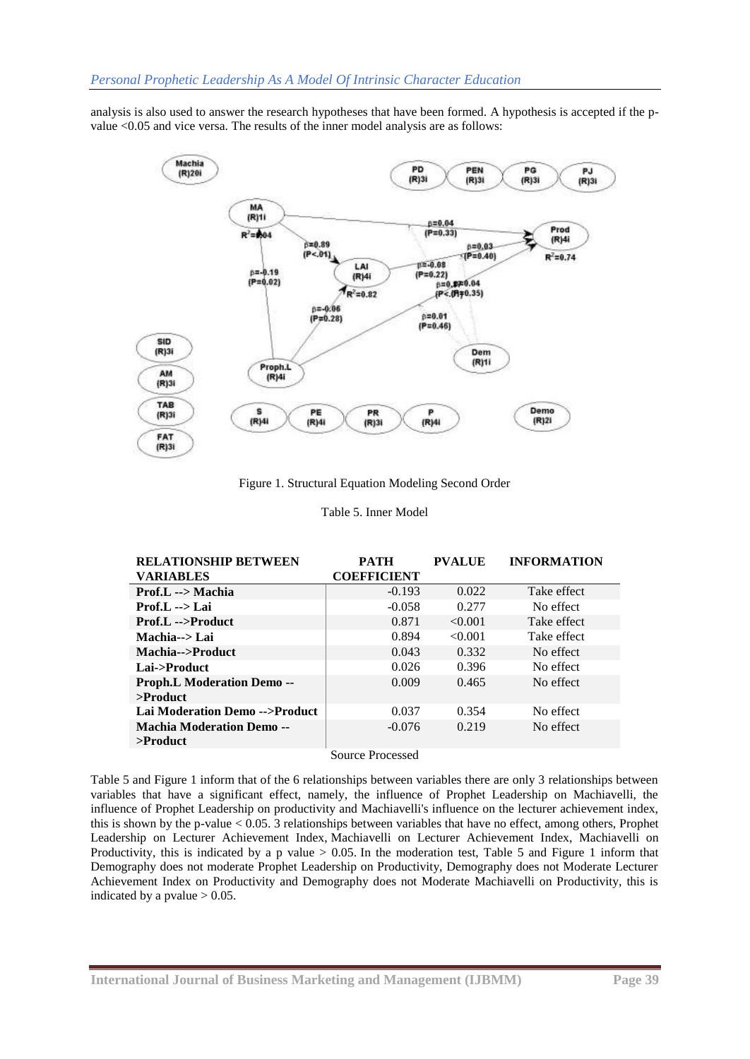analysis is also used to answer the research hypotheses that have been formed. A hypothesis is accepted if the p-value <0.05 and vice versa. The results of the inner model analysis are as follows:

Figure 1. Structural Equation Modeling Second Order

Table 5. Inner Model

| RELATIONSHIP BETWEEN VARIABLES | PATH COEFFICIENT | PVALUE | INFORMATION |
|---|---|---|---|
| **Prof.L --> Machia** | -0.193 | 0.022 | Take effect |
| **Prof.L --> Lai** | -0.058 | 0.277 | No effect |
| **Prof.L -->Product** | 0.871 | <0.001 | Take effect |
| **Machia--> Lai** | 0.894 | <0.001 | Take effect |
| **Machia-->Product** | 0.043 | 0.332 | No effect |
| **Lai->Product** | 0.026 | 0.396 | No effect |
| **Proph.L Moderation Demo -->Product** | 0.009 | 0.465 | No effect |
| **Lai Moderation Demo -->Product** | 0.037 | 0.354 | No effect |
| **Machia Moderation Demo -->Product** | -0.076 | 0.219 | No effect |

Source Processed

Table 5 and Figure 1 inform that of the 6 relationships between variables there are only 3 relationships between variables that have a significant effect, namely, the influence of Prophet Leadership on Machiavelli, the influence of Prophet Leadership on productivity and Machiavelli's influence on the lecturer achievement index, this is shown by the p-value < 0.05. 3 relationships between variables that have no effect, among others, Prophet Leadership on Lecturer Achievement Index, Machiavelli on Lecturer Achievement Index, Machiavelli on Productivity, this is indicated by a p value > 0.05. In the moderation test, Table 5 and Figure 1 inform that Demography does not moderate Prophet Leadership on Productivity, Demography does not Moderate Lecturer Achievement Index on Productivity and Demography does not Moderate Machiavelli on Productivity, this is indicated by a pvalue > 0.05.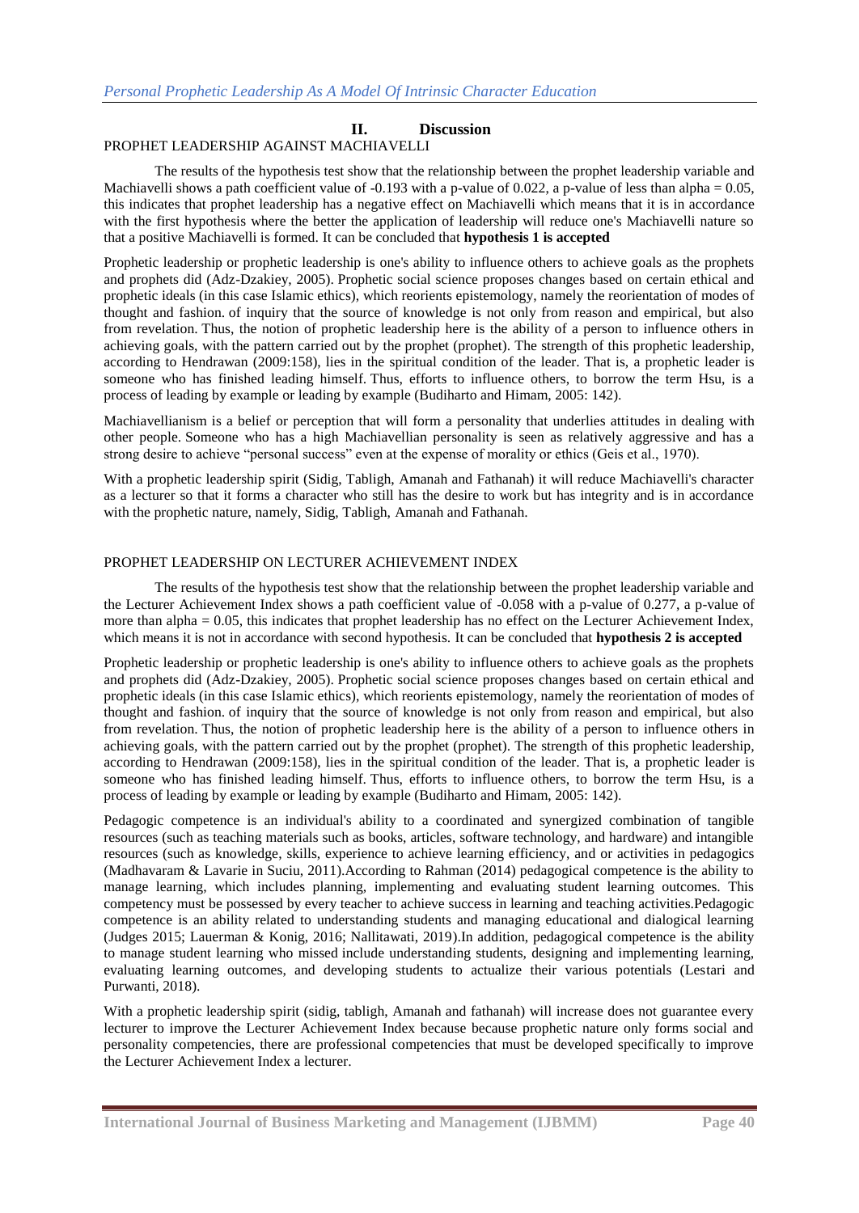## II. Discussion

### PROPHET LEADERSHIP AGAINST MACHIAVELLI

The results of the hypothesis test show that the relationship between the prophet leadership variable and Machiavelli shows a path coefficient value of -0.193 with a p-value of 0.022, a p-value of less than alpha = 0.05, this indicates that prophet leadership has a negative effect on Machiavelli which means that it is in accordance with the first hypothesis where the better the application of leadership will reduce one's Machiavelli nature so that a positive Machiavelli is formed. It can be concluded that **hypothesis 1 is accepted**

Prophetic leadership or prophetic leadership is one's ability to influence others to achieve goals as the prophets and prophets did (Adz-Dzakiey, 2005). Prophetic social science proposes changes based on certain ethical and prophetic ideals (in this case Islamic ethics), which reorients epistemology, namely the reorientation of modes of thought and fashion. of inquiry that the source of knowledge is not only from reason and empirical, but also from revelation. Thus, the notion of prophetic leadership here is the ability of a person to influence others in achieving goals, with the pattern carried out by the prophet (prophet). The strength of this prophetic leadership, according to Hendrawan (2009:158), lies in the spiritual condition of the leader. That is, a prophetic leader is someone who has finished leading himself. Thus, efforts to influence others, to borrow the term Hsu, is a process of leading by example or leading by example (Budiharto and Himam, 2005: 142).

Machiavellianism is a belief or perception that will form a personality that underlies attitudes in dealing with other people. Someone who has a high Machiavellian personality is seen as relatively aggressive and has a strong desire to achieve "personal success" even at the expense of morality or ethics (Geis et al., 1970).

With a prophetic leadership spirit (Sidig, Tabligh, Amanah and Fathanah) it will reduce Machiavelli's character as a lecturer so that it forms a character who still has the desire to work but has integrity and is in accordance with the prophetic nature, namely, Sidig, Tabligh, Amanah and Fathanah.

### PROPHET LEADERSHIP ON LECTURER ACHIEVEMENT INDEX

The results of the hypothesis test show that the relationship between the prophet leadership variable and the Lecturer Achievement Index shows a path coefficient value of -0.058 with a p-value of 0.277, a p-value of more than alpha = 0.05, this indicates that prophet leadership has no effect on the Lecturer Achievement Index, which means it is not in accordance with second hypothesis. It can be concluded that **hypothesis 2 is accepted**

Prophetic leadership or prophetic leadership is one's ability to influence others to achieve goals as the prophets and prophets did (Adz-Dzakiey, 2005). Prophetic social science proposes changes based on certain ethical and prophetic ideals (in this case Islamic ethics), which reorients epistemology, namely the reorientation of modes of thought and fashion. of inquiry that the source of knowledge is not only from reason and empirical, but also from revelation. Thus, the notion of prophetic leadership here is the ability of a person to influence others in achieving goals, with the pattern carried out by the prophet (prophet). The strength of this prophetic leadership, according to Hendrawan (2009:158), lies in the spiritual condition of the leader. That is, a prophetic leader is someone who has finished leading himself. Thus, efforts to influence others, to borrow the term Hsu, is a process of leading by example or leading by example (Budiharto and Himam, 2005: 142).

Pedagogic competence is an individual's ability to a coordinated and synergized combination of tangible resources (such as teaching materials such as books, articles, software technology, and hardware) and intangible resources (such as knowledge, skills, experience to achieve learning efficiency, and or activities in pedagogics (Madhavaram & Lavarie in Suciu, 2011).According to Rahman (2014) pedagogical competence is the ability to manage learning, which includes planning, implementing and evaluating student learning outcomes. This competency must be possessed by every teacher to achieve success in learning and teaching activities.Pedagogic competence is an ability related to understanding students and managing educational and dialogical learning (Judges 2015; Lauerman & Konig, 2016; Nallitawati, 2019).In addition, pedagogical competence is the ability to manage student learning who missed include understanding students, designing and implementing learning, evaluating learning outcomes, and developing students to actualize their various potentials (Lestari and Purwanti, 2018).

With a prophetic leadership spirit (sidig, tabligh, Amanah and fathanah) will increase does not guarantee every lecturer to improve the Lecturer Achievement Index because because prophetic nature only forms social and personality competencies, there are professional competencies that must be developed specifically to improve the Lecturer Achievement Index a lecturer.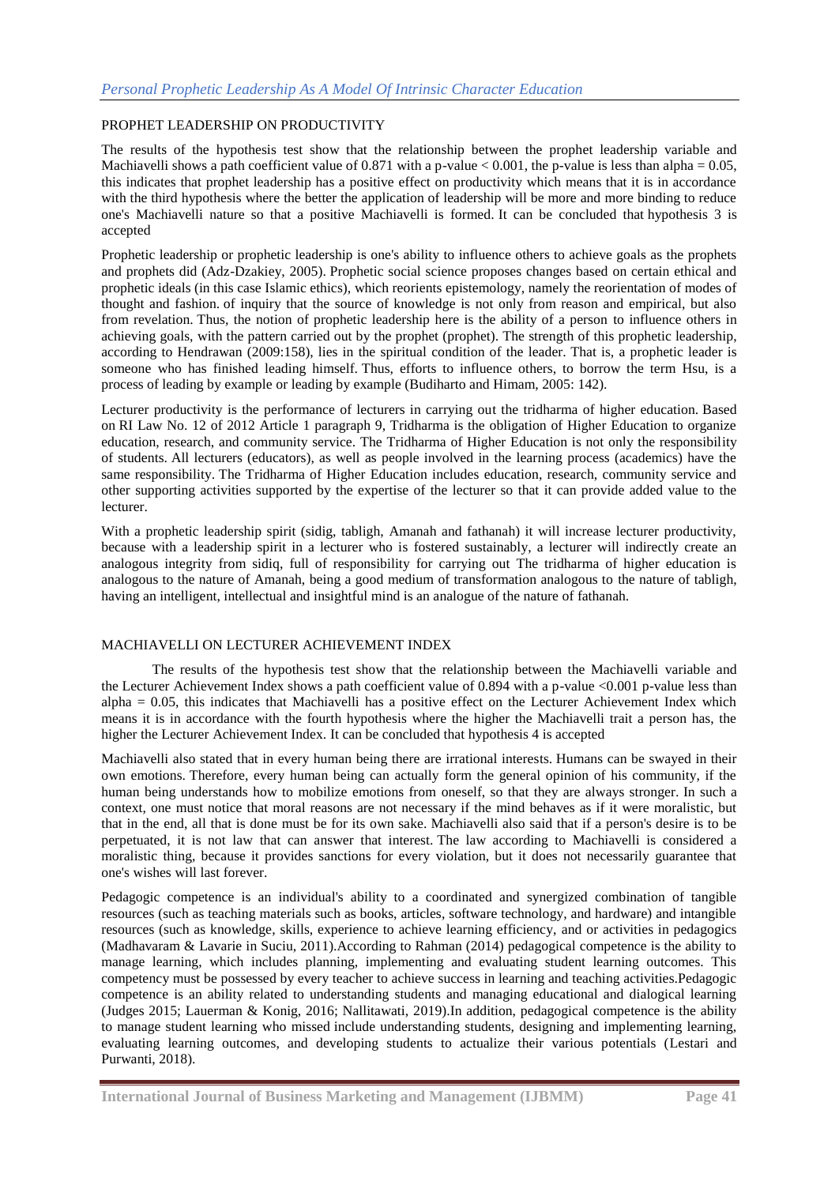PROPHET LEADERSHIP ON PRODUCTIVITY

The results of the hypothesis test show that the relationship between the prophet leadership variable and Machiavelli shows a path coefficient value of 0.871 with a p-value $< 0.001$, the p-value is less than alpha $= 0.05$, this indicates that prophet leadership has a positive effect on productivity which means that it is in accordance with the third hypothesis where the better the application of leadership will be more and more binding to reduce one's Machiavelli nature so that a positive Machiavelli is formed. It can be concluded that hypothesis 3 is accepted

Prophetic leadership or prophetic leadership is one's ability to influence others to achieve goals as the prophets and prophets did (Adz-Dzakiey, 2005). Prophetic social science proposes changes based on certain ethical and prophetic ideals (in this case Islamic ethics), which reorients epistemology, namely the reorientation of modes of thought and fashion. of inquiry that the source of knowledge is not only from reason and empirical, but also from revelation. Thus, the notion of prophetic leadership here is the ability of a person to influence others in achieving goals, with the pattern carried out by the prophet (prophet). The strength of this prophetic leadership, according to Hendrawan (2009:158), lies in the spiritual condition of the leader. That is, a prophetic leader is someone who has finished leading himself. Thus, efforts to influence others, to borrow the term Hsu, is a process of leading by example or leading by example (Budiharto and Himam, 2005: 142).

Lecturer productivity is the performance of lecturers in carrying out the tridharma of higher education. Based on RI Law No. 12 of 2012 Article 1 paragraph 9, Tridharma is the obligation of Higher Education to organize education, research, and community service. The Tridharma of Higher Education is not only the responsibility of students. All lecturers (educators), as well as people involved in the learning process (academics) have the same responsibility. The Tridharma of Higher Education includes education, research, community service and other supporting activities supported by the expertise of the lecturer so that it can provide added value to the lecturer.

With a prophetic leadership spirit (sidig, tabligh, Amanah and fathanah) it will increase lecturer productivity, because with a leadership spirit in a lecturer who is fostered sustainably, a lecturer will indirectly create an analogous integrity from sidiq, full of responsibility for carrying out The tridharma of higher education is analogous to the nature of Amanah, being a good medium of transformation analogous to the nature of tabligh, having an intelligent, intellectual and insightful mind is an analogue of the nature of fathanah.

MACHIAVELLI ON LECTURER ACHIEVEMENT INDEX

The results of the hypothesis test show that the relationship between the Machiavelli variable and the Lecturer Achievement Index shows a path coefficient value of 0.894 with a p-value $<0.001$ p-value less than alpha $= 0.05$, this indicates that Machiavelli has a positive effect on the Lecturer Achievement Index which means it is in accordance with the fourth hypothesis where the higher the Machiavelli trait a person has, the higher the Lecturer Achievement Index. It can be concluded that hypothesis 4 is accepted

Machiavelli also stated that in every human being there are irrational interests. Humans can be swayed in their own emotions. Therefore, every human being can actually form the general opinion of his community, if the human being understands how to mobilize emotions from oneself, so that they are always stronger. In such a context, one must notice that moral reasons are not necessary if the mind behaves as if it were moralistic, but that in the end, all that is done must be for its own sake. Machiavelli also said that if a person's desire is to be perpetuated, it is not law that can answer that interest. The law according to Machiavelli is considered a moralistic thing, because it provides sanctions for every violation, but it does not necessarily guarantee that one's wishes will last forever.

Pedagogic competence is an individual's ability to a coordinated and synergized combination of tangible resources (such as teaching materials such as books, articles, software technology, and hardware) and intangible resources (such as knowledge, skills, experience to achieve learning efficiency, and or activities in pedagogics (Madhavaram & Lavarie in Suciu, 2011).According to Rahman (2014) pedagogical competence is the ability to manage learning, which includes planning, implementing and evaluating student learning outcomes. This competency must be possessed by every teacher to achieve success in learning and teaching activities.Pedagogic competence is an ability related to understanding students and managing educational and dialogical learning (Judges 2015; Lauerman & Konig, 2016; Nallitawati, 2019).In addition, pedagogical competence is the ability to manage student learning who missed include understanding students, designing and implementing learning, evaluating learning outcomes, and developing students to actualize their various potentials (Lestari and Purwanti, 2018).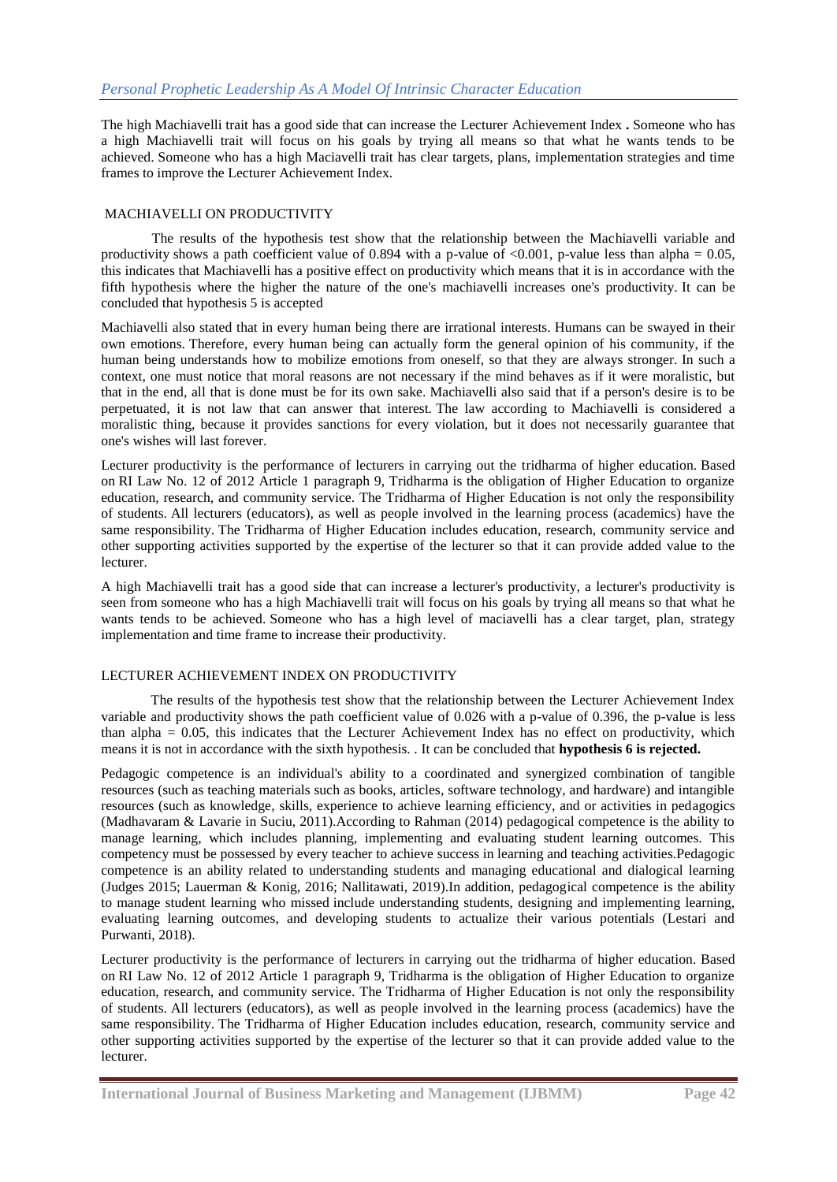The high Machiavelli trait has a good side that can increase the Lecturer Achievement Index **.** Someone who has a high Machiavelli trait will focus on his goals by trying all means so that what he wants tends to be achieved. Someone who has a high Maciavelli trait has clear targets, plans, implementation strategies and time frames to improve the Lecturer Achievement Index.

## MACHIAVELLI ON PRODUCTIVITY

The results of the hypothesis test show that the relationship between the Machiavelli variable and productivity shows a path coefficient value of 0.894 with a p-value of <0.001, p-value less than alpha = 0.05, this indicates that Machiavelli has a positive effect on productivity which means that it is in accordance with the fifth hypothesis where the higher the nature of the one's machiavelli increases one's productivity. It can be concluded that hypothesis 5 is accepted

Machiavelli also stated that in every human being there are irrational interests. Humans can be swayed in their own emotions. Therefore, every human being can actually form the general opinion of his community, if the human being understands how to mobilize emotions from oneself, so that they are always stronger. In such a context, one must notice that moral reasons are not necessary if the mind behaves as if it were moralistic, but that in the end, all that is done must be for its own sake. Machiavelli also said that if a person's desire is to be perpetuated, it is not law that can answer that interest. The law according to Machiavelli is considered a moralistic thing, because it provides sanctions for every violation, but it does not necessarily guarantee that one's wishes will last forever.

Lecturer productivity is the performance of lecturers in carrying out the tridharma of higher education. Based on RI Law No. 12 of 2012 Article 1 paragraph 9, Tridharma is the obligation of Higher Education to organize education, research, and community service. The Tridharma of Higher Education is not only the responsibility of students. All lecturers (educators), as well as people involved in the learning process (academics) have the same responsibility. The Tridharma of Higher Education includes education, research, community service and other supporting activities supported by the expertise of the lecturer so that it can provide added value to the lecturer.

A high Machiavelli trait has a good side that can increase a lecturer's productivity, a lecturer's productivity is seen from someone who has a high Machiavelli trait will focus on his goals by trying all means so that what he wants tends to be achieved. Someone who has a high level of maciavelli has a clear target, plan, strategy implementation and time frame to increase their productivity.

## LECTURER ACHIEVEMENT INDEX ON PRODUCTIVITY

The results of the hypothesis test show that the relationship between the Lecturer Achievement Index variable and productivity shows the path coefficient value of 0.026 with a p-value of 0.396, the p-value is less than alpha = 0.05, this indicates that the Lecturer Achievement Index has no effect on productivity, which means it is not in accordance with the sixth hypothesis. . It can be concluded that **hypothesis 6 is rejected.**

Pedagogic competence is an individual's ability to a coordinated and synergized combination of tangible resources (such as teaching materials such as books, articles, software technology, and hardware) and intangible resources (such as knowledge, skills, experience to achieve learning efficiency, and or activities in pedagogics (Madhavaram & Lavarie in Suciu, 2011).According to Rahman (2014) pedagogical competence is the ability to manage learning, which includes planning, implementing and evaluating student learning outcomes. This competency must be possessed by every teacher to achieve success in learning and teaching activities.Pedagogic competence is an ability related to understanding students and managing educational and dialogical learning (Judges 2015; Lauerman & Konig, 2016; Nallitawati, 2019).In addition, pedagogical competence is the ability to manage student learning who missed include understanding students, designing and implementing learning, evaluating learning outcomes, and developing students to actualize their various potentials (Lestari and Purwanti, 2018).

Lecturer productivity is the performance of lecturers in carrying out the tridharma of higher education. Based on RI Law No. 12 of 2012 Article 1 paragraph 9, Tridharma is the obligation of Higher Education to organize education, research, and community service. The Tridharma of Higher Education is not only the responsibility of students. All lecturers (educators), as well as people involved in the learning process (academics) have the same responsibility. The Tridharma of Higher Education includes education, research, community service and other supporting activities supported by the expertise of the lecturer so that it can provide added value to the lecturer.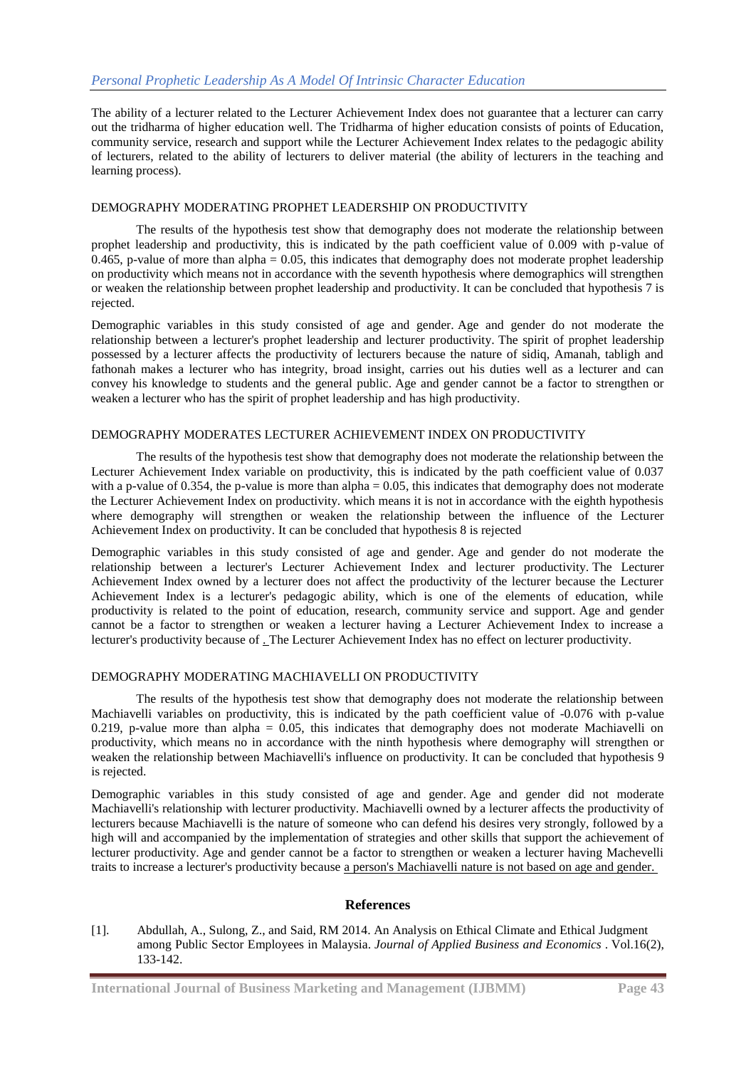The ability of a lecturer related to the Lecturer Achievement Index does not guarantee that a lecturer can carry out the tridharma of higher education well. The Tridharma of higher education consists of points of Education, community service, research and support while the Lecturer Achievement Index relates to the pedagogic ability of lecturers, related to the ability of lecturers to deliver material (the ability of lecturers in the teaching and learning process).

## DEMOGRAPHY MODERATING PROPHET LEADERSHIP ON PRODUCTIVITY

The results of the hypothesis test show that demography does not moderate the relationship between prophet leadership and productivity, this is indicated by the path coefficient value of 0.009 with p-value of 0.465, p-value of more than alpha = 0.05, this indicates that demography does not moderate prophet leadership on productivity which means not in accordance with the seventh hypothesis where demographics will strengthen or weaken the relationship between prophet leadership and productivity. It can be concluded that hypothesis 7 is rejected.

Demographic variables in this study consisted of age and gender. Age and gender do not moderate the relationship between a lecturer's prophet leadership and lecturer productivity. The spirit of prophet leadership possessed by a lecturer affects the productivity of lecturers because the nature of sidiq, Amanah, tabligh and fathonah makes a lecturer who has integrity, broad insight, carries out his duties well as a lecturer and can convey his knowledge to students and the general public. Age and gender cannot be a factor to strengthen or weaken a lecturer who has the spirit of prophet leadership and has high productivity.

## DEMOGRAPHY MODERATES LECTURER ACHIEVEMENT INDEX ON PRODUCTIVITY

The results of the hypothesis test show that demography does not moderate the relationship between the Lecturer Achievement Index variable on productivity, this is indicated by the path coefficient value of 0.037 with a p-value of 0.354, the p-value is more than alpha = 0.05, this indicates that demography does not moderate the Lecturer Achievement Index on productivity. which means it is not in accordance with the eighth hypothesis where demography will strengthen or weaken the relationship between the influence of the Lecturer Achievement Index on productivity. It can be concluded that hypothesis 8 is rejected

Demographic variables in this study consisted of age and gender. Age and gender do not moderate the relationship between a lecturer's Lecturer Achievement Index and lecturer productivity. The Lecturer Achievement Index owned by a lecturer does not affect the productivity of the lecturer because the Lecturer Achievement Index is a lecturer's pedagogic ability, which is one of the elements of education, while productivity is related to the point of education, research, community service and support. Age and gender cannot be a factor to strengthen or weaken a lecturer having a Lecturer Achievement Index to increase a lecturer's productivity because of . The Lecturer Achievement Index has no effect on lecturer productivity.

## DEMOGRAPHY MODERATING MACHIAVELLI ON PRODUCTIVITY

The results of the hypothesis test show that demography does not moderate the relationship between Machiavelli variables on productivity, this is indicated by the path coefficient value of -0.076 with p-value 0.219, p-value more than alpha = 0.05, this indicates that demography does not moderate Machiavelli on productivity, which means no in accordance with the ninth hypothesis where demography will strengthen or weaken the relationship between Machiavelli's influence on productivity. It can be concluded that hypothesis 9 is rejected.

Demographic variables in this study consisted of age and gender. Age and gender did not moderate Machiavelli's relationship with lecturer productivity. Machiavelli owned by a lecturer affects the productivity of lecturers because Machiavelli is the nature of someone who can defend his desires very strongly, followed by a high will and accompanied by the implementation of strategies and other skills that support the achievement of lecturer productivity. Age and gender cannot be a factor to strengthen or weaken a lecturer having Machevelli traits to increase a lecturer's productivity because a person's Machiavelli nature is not based on age and gender.

## References

[1]. Abdullah, A., Sulong, Z., and Said, RM 2014. An Analysis on Ethical Climate and Ethical Judgment among Public Sector Employees in Malaysia. *Journal of Applied Business and Economics* . Vol.16(2), 133-142.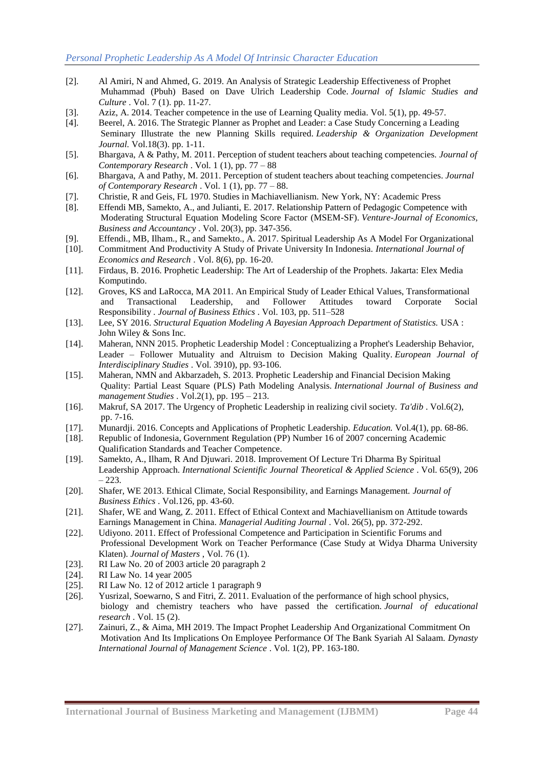[2]. Al Amiri, N and Ahmed, G. 2019. An Analysis of Strategic Leadership Effectiveness of Prophet Muhammad (Pbuh) Based on Dave Ulrich Leadership Code. *Journal of Islamic Studies and Culture* . Vol. 7 (1). pp. 11-27.

[3]. Aziz, A. 2014. Teacher competence in the use of Learning Quality media. Vol. 5(1), pp. 49-57.

[4]. Beerel, A. 2016. The Strategic Planner as Prophet and Leader: a Case Study Concerning a Leading Seminary Illustrate the new Planning Skills required. *Leadership & Organization Development Journal.* Vol.18(3). pp. 1-11.

[5]. Bhargava, A & Pathy, M. 2011. Perception of student teachers about teaching competencies. *Journal of Contemporary Research* . Vol. 1 (1), pp. 77 – 88

[6]. Bhargava, A and Pathy, M. 2011. Perception of student teachers about teaching competencies. *Journal of Contemporary Research* . Vol. 1 (1), pp. 77 – 88.

[7]. Christie, R and Geis, FL 1970. Studies in Machiavellianism. New York, NY: Academic Press

[8]. Effendi MB, Samekto, A., and Julianti, E. 2017. Relationship Pattern of Pedagogic Competence with Moderating Structural Equation Modeling Score Factor (MSEM-SF). *Venture-Journal of Economics, Business and Accountancy* . Vol. 20(3), pp. 347-356.

[9]. Effendi., MB, Ilham., R., and Samekto., A. 2017. Spiritual Leadership As A Model For Organizational

[10]. Commitment And Productivity A Study of Private University In Indonesia. *International Journal of Economics and Research* . Vol. 8(6), pp. 16-20.

[11]. Firdaus, B. 2016. Prophetic Leadership: The Art of Leadership of the Prophets. Jakarta: Elex Media Komputindo.

[12]. Groves, KS and LaRocca, MA 2011. An Empirical Study of Leader Ethical Values, Transformational and Transactional Leadership, and Follower Attitudes toward Corporate Social Responsibility . *Journal of Business Ethics* . Vol. 103, pp. 511–528

[13]. Lee, SY 2016. *Structural Equation Modeling A Bayesian Approach Department of Statistics.* USA : John Wiley & Sons Inc.

[14]. Maheran, NNN 2015. Prophetic Leadership Model : Conceptualizing a Prophet's Leadership Behavior, Leader – Follower Mutuality and Altruism to Decision Making Quality. *European Journal of Interdisciplinary Studies* . Vol. 3910), pp. 93-106.

[15]. Maheran, NMN and Akbarzadeh, S. 2013. Prophetic Leadership and Financial Decision Making Quality: Partial Least Square (PLS) Path Modeling Analysis. *International Journal of Business and management Studies* . Vol.2(1), pp. 195 – 213.

[16]. Makruf, SA 2017. The Urgency of Prophetic Leadership in realizing civil society. *Ta'dib* . Vol.6(2), pp. 7-16.

[17]. Munardji. 2016. Concepts and Applications of Prophetic Leadership. *Education.* Vol.4(1), pp. 68-86.

[18]. Republic of Indonesia, Government Regulation (PP) Number 16 of 2007 concerning Academic Qualification Standards and Teacher Competence.

[19]. Samekto, A., Ilham, R And Djuwari. 2018. Improvement Of Lecture Tri Dharma By Spiritual Leadership Approach. *International Scientific Journal Theoretical & Applied Science* . Vol. 65(9), 206 – 223.

[20]. Shafer, WE 2013. Ethical Climate, Social Responsibility, and Earnings Management. *Journal of Business Ethics* . Vol.126, pp. 43-60.

[21]. Shafer, WE and Wang, Z. 2011. Effect of Ethical Context and Machiavellianism on Attitude towards Earnings Management in China. *Managerial Auditing Journal* . Vol. 26(5), pp. 372-292.

[22]. Udiyono. 2011. Effect of Professional Competence and Participation in Scientific Forums and Professional Development Work on Teacher Performance (Case Study at Widya Dharma University Klaten). *Journal of Masters* , Vol. 76 (1).

[23]. RI Law No. 20 of 2003 article 20 paragraph 2

[24]. RI Law No. 14 year 2005

[25]. RI Law No. 12 of 2012 article 1 paragraph 9

[26]. Yusrizal, Soewarno, S and Fitri, Z. 2011. Evaluation of the performance of high school physics, biology and chemistry teachers who have passed the certification. *Journal of educational research* . Vol. 15 (2).

[27]. Zainuri, Z., & Aima, MH 2019. The Impact Prophet Leadership And Organizational Commitment On Motivation And Its Implications On Employee Performance Of The Bank Syariah Al Salaam. *Dynasty International Journal of Management Science* . Vol. 1(2), PP. 163-180.